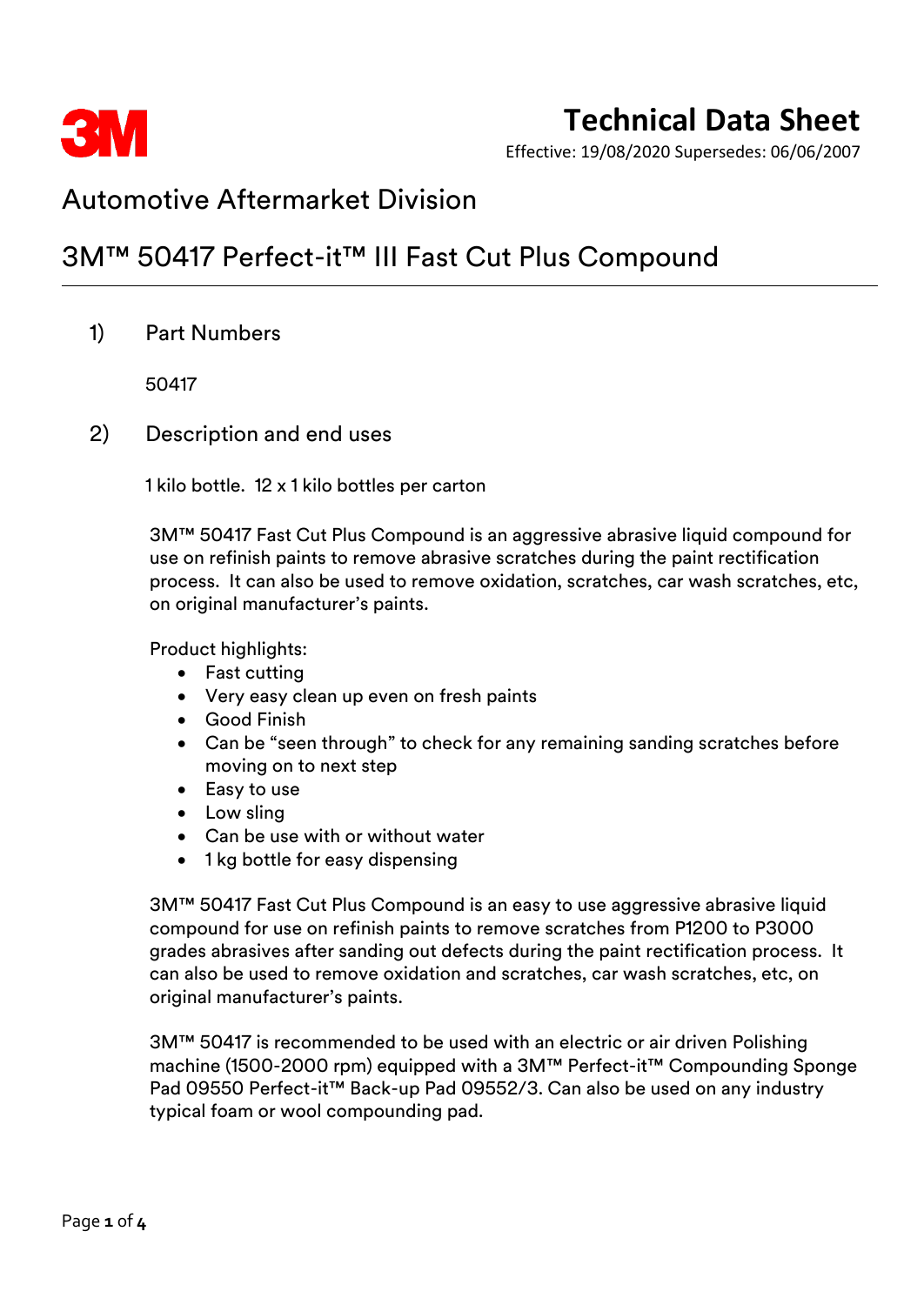# Technical Data Sheet

Effective: 19/08/2020 Supersedes: 06/06/2007

## Automotive Aftermarket Division

## 3M™ 50417 Perfect-it™ III Fast Cut Plus Compound

### 1) Part Numbers

50417

### 2) Description and end uses

1 kilo bottle. 12 x 1 kilo bottles per carton

3M™ 50417 Fast Cut Plus Compound is an aggressive abrasive liquid compound for use on refinish paints to remove abrasive scratches during the paint rectification process. It can also be used to remove oxidation, scratches, car wash scratches, etc, on original manufacturer's paints.

Product highlights:

- Fast cutting
- Very easy clean up even on fresh paints
- Good Finish
- Can be "seen through" to check for any remaining sanding scratches before moving on to next step
- Easy to use
- Low sling
- Can be use with or without water
- 1 kg bottle for easy dispensing

3M™ 50417 Fast Cut Plus Compound is an easy to use aggressive abrasive liquid compound for use on refinish paints to remove scratches from P1200 to P3000 grades abrasives after sanding out defects during the paint rectification process. It can also be used to remove oxidation and scratches, car wash scratches, etc, on original manufacturer's paints.

3M™ 50417 is recommended to be used with an electric or air driven Polishing machine (1500-2000 rpm) equipped with a 3M™ Perfect-it™ Compounding Sponge Pad 09550 Perfect-it™ Back-up Pad 09552/3. Can also be used on any industry typical foam or wool compounding pad.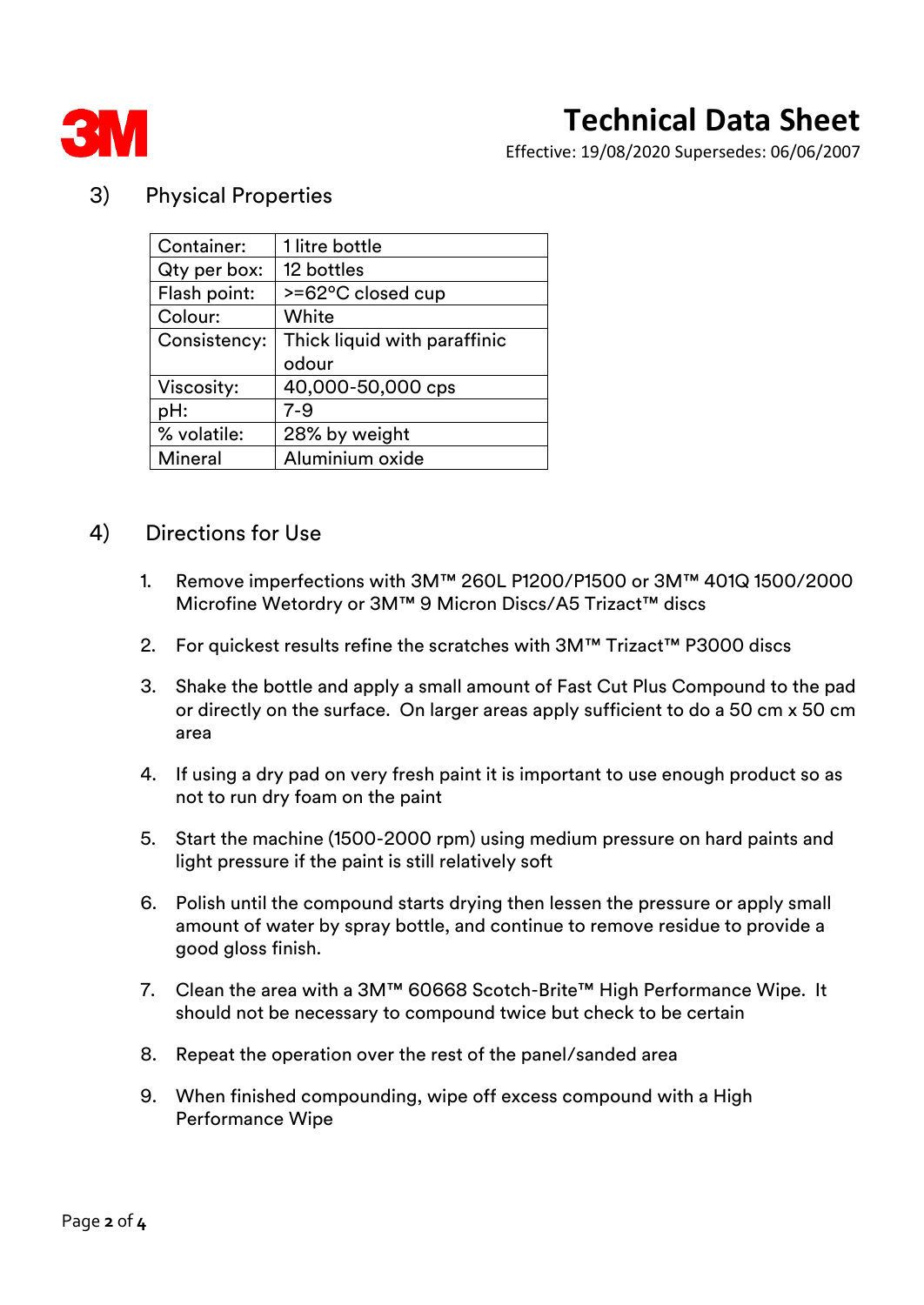## 3) Physical Properties

| Container: | 1 litre bottle |
|---|---|
| Qty per box: | 12 bottles |
| Flash point: | >=62°C closed cup |
| Colour: | White |
| Consistency: | Thick liquid with paraffinic odour |
| Viscosity: | 40,000-50,000 cps |
| pH: | 7-9 |
| % volatile: | 28% by weight |
| Mineral | Aluminium oxide |

## 4) Directions for Use

1. Remove imperfections with 3M™ 260L P1200/P1500 or 3M™ 401Q 1500/2000 Microfine Wetordry or 3M™ 9 Micron Discs/A5 Trizact™ discs
2. For quickest results refine the scratches with 3M™ Trizact™ P3000 discs
3. Shake the bottle and apply a small amount of Fast Cut Plus Compound to the pad or directly on the surface. On larger areas apply sufficient to do a 50 cm x 50 cm area
4. If using a dry pad on very fresh paint it is important to use enough product so as not to run dry foam on the paint
5. Start the machine (1500-2000 rpm) using medium pressure on hard paints and light pressure if the paint is still relatively soft
6. Polish until the compound starts drying then lessen the pressure or apply small amount of water by spray bottle, and continue to remove residue to provide a good gloss finish.
7. Clean the area with a 3M™ 60668 Scotch-Brite™ High Performance Wipe. It should not be necessary to compound twice but check to be certain
8. Repeat the operation over the rest of the panel/sanded area
9. When finished compounding, wipe off excess compound with a High Performance Wipe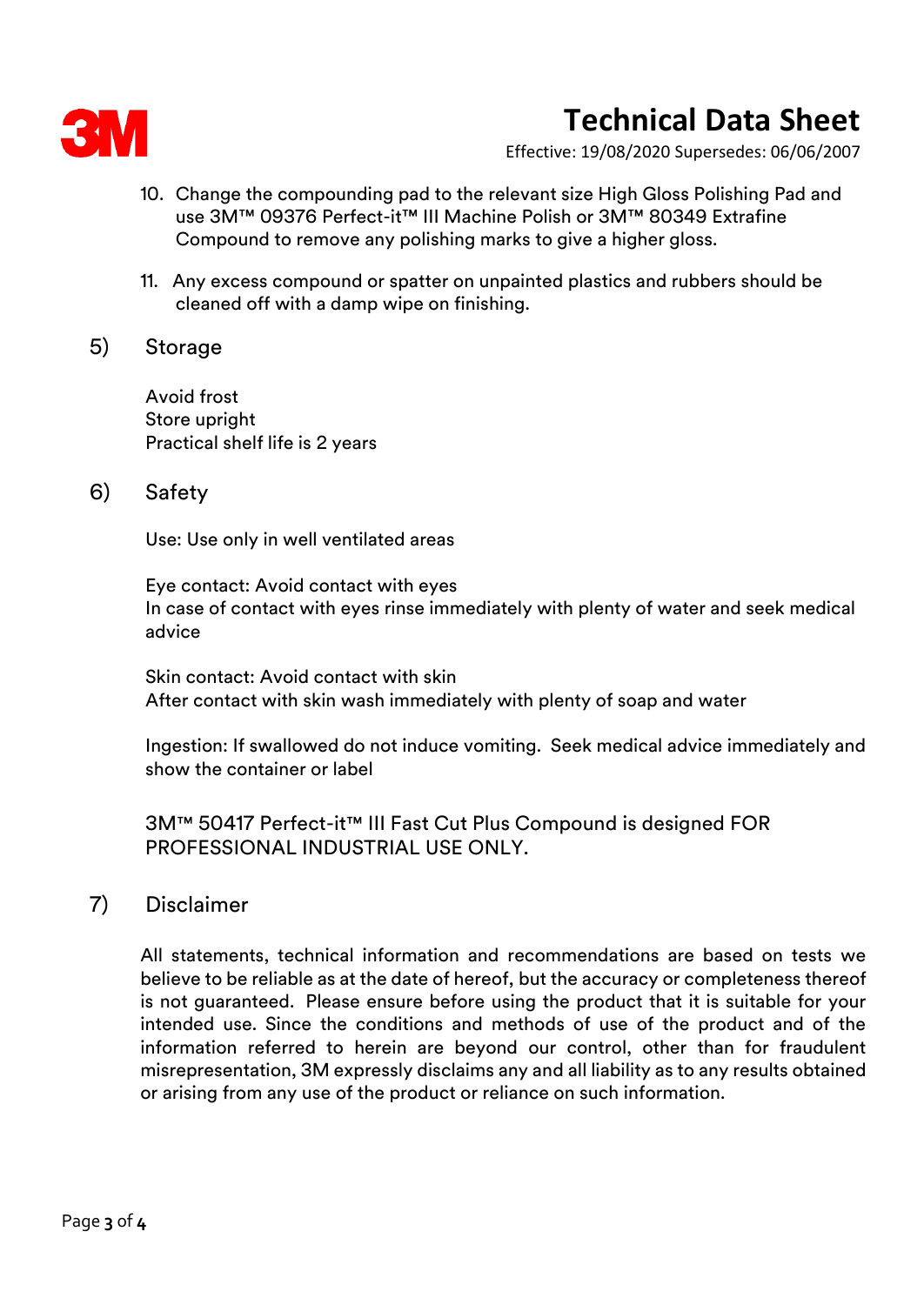10. Change the compounding pad to the relevant size High Gloss Polishing Pad and use 3M™ 09376 Perfect-it™ III Machine Polish or 3M™ 80349 Extrafine Compound to remove any polishing marks to give a higher gloss.

11. Any excess compound or spatter on unpainted plastics and rubbers should be cleaned off with a damp wipe on finishing.

## 5) Storage

Avoid frost
Store upright
Practical shelf life is 2 years

## 6) Safety

Use: Use only in well ventilated areas

Eye contact: Avoid contact with eyes
In case of contact with eyes rinse immediately with plenty of water and seek medical advice

Skin contact: Avoid contact with skin
After contact with skin wash immediately with plenty of soap and water

Ingestion: If swallowed do not induce vomiting. Seek medical advice immediately and show the container or label

3M™ 50417 Perfect-it™ III Fast Cut Plus Compound is designed FOR PROFESSIONAL INDUSTRIAL USE ONLY.

## 7) Disclaimer

All statements, technical information and recommendations are based on tests we believe to be reliable as at the date of hereof, but the accuracy or completeness thereof is not guaranteed. Please ensure before using the product that it is suitable for your intended use. Since the conditions and methods of use of the product and of the information referred to herein are beyond our control, other than for fraudulent misrepresentation, 3M expressly disclaims any and all liability as to any results obtained or arising from any use of the product or reliance on such information.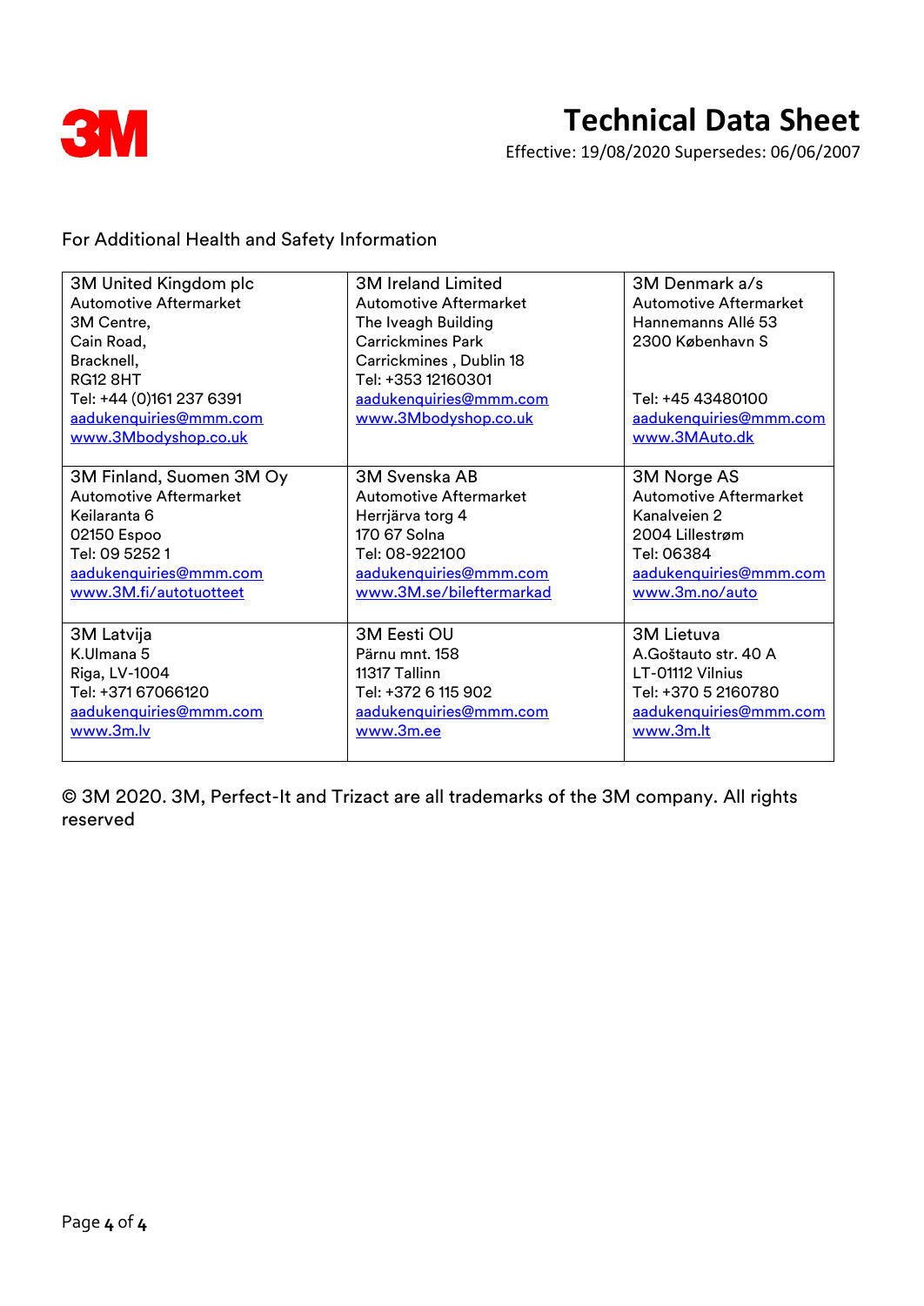# Technical Data Sheet

Effective: 19/08/2020 Supersedes: 06/06/2007

For Additional Health and Safety Information

| | | |
|---|---|---|
| 3M United Kingdom plc<br>Automotive Aftermarket<br>3M Centre,<br>Cain Road,<br>Bracknell,<br>RG12 8HT<br>Tel: +44 (0)161 237 6391<br>aadukenquiries@mmm.com<br>www.3Mbodyshop.co.uk | 3M Ireland Limited<br>Automotive Aftermarket<br>The Iveagh Building<br>Carrickmines Park<br>Carrickmines , Dublin 18<br>Tel: +353 12160301<br>aadukenquiries@mmm.com<br>www.3Mbodyshop.co.uk | 3M Denmark a/s<br>Automotive Aftermarket<br>Hannemanns Allé 53<br>2300 København S<br><br>Tel: +45 43480100<br>aadukenquiries@mmm.com<br>www.3MAuto.dk |
| 3M Finland, Suomen 3M Oy<br>Automotive Aftermarket<br>Keilaranta 6<br>02150 Espoo<br>Tel: 09 5252 1<br>aadukenquiries@mmm.com<br>www.3M.fi/autotuotteet | 3M Svenska AB<br>Automotive Aftermarket<br>Herrjärva torg 4<br>170 67 Solna<br>Tel: 08-922100<br>aadukenquiries@mmm.com<br>www.3M.se/bileftermarkad | 3M Norge AS<br>Automotive Aftermarket<br>Kanalveien 2<br>2004 Lillestrøm<br>Tel: 06384<br>aadukenquiries@mmm.com<br>www.3m.no/auto |
| 3M Latvija<br>K.Ulmana 5<br>Riga, LV-1004<br>Tel: +371 67066120<br>aadukenquiries@mmm.com<br>www.3m.lv | 3M Eesti OU<br>Pärnu mnt. 158<br>11317 Tallinn<br>Tel: +372 6 115 902<br>aadukenquiries@mmm.com<br>www.3m.ee | 3M Lietuva<br>A.Goštauto str. 40 A<br>LT-01112 Vilnius<br>Tel: +370 5 2160780<br>aadukenquiries@mmm.com<br>www.3m.lt |

© 3M 2020. 3M, Perfect-It and Trizact are all trademarks of the 3M company. All rights reserved